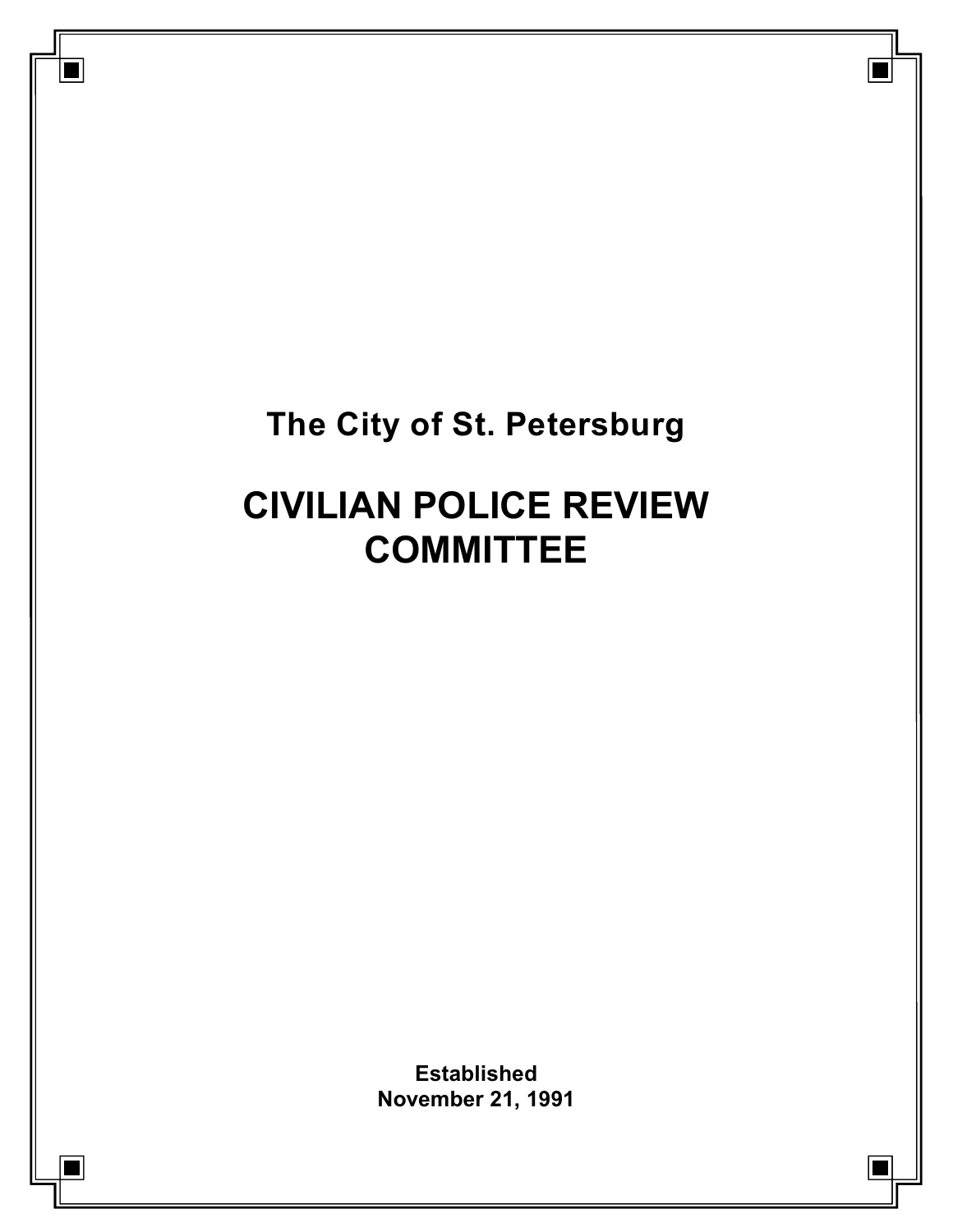**The City of St. Petersburg**

# CIVILIAN POLICE REVIEW COMMITTEE

**Established**
**November 21, 1991**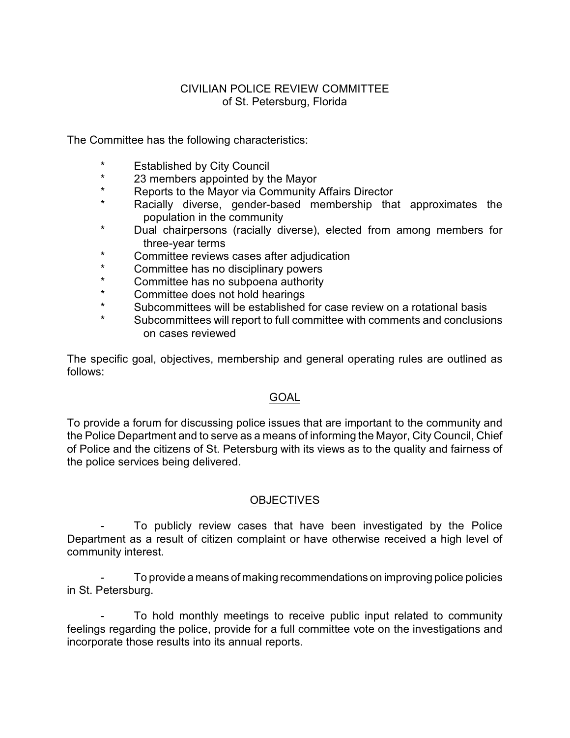CIVILIAN POLICE REVIEW COMMITTEE
of St. Petersburg, Florida

The Committee has the following characteristics:

* Established by City Council
* 23 members appointed by the Mayor
* Reports to the Mayor via Community Affairs Director
* Racially diverse, gender-based membership that approximates the population in the community
* Dual chairpersons (racially diverse), elected from among members for three-year terms
* Committee reviews cases after adjudication
* Committee has no disciplinary powers
* Committee has no subpoena authority
* Committee does not hold hearings
* Subcommittees will be established for case review on a rotational basis
* Subcommittees will report to full committee with comments and conclusions on cases reviewed

The specific goal, objectives, membership and general operating rules are outlined as follows:

## GOAL

To provide a forum for discussing police issues that are important to the community and the Police Department and to serve as a means of informing the Mayor, City Council, Chief of Police and the citizens of St. Petersburg with its views as to the quality and fairness of the police services being delivered.

## OBJECTIVES

- To publicly review cases that have been investigated by the Police Department as a result of citizen complaint or have otherwise received a high level of community interest.

- To provide a means of making recommendations on improving police policies in St. Petersburg.

- To hold monthly meetings to receive public input related to community feelings regarding the police, provide for a full committee vote on the investigations and incorporate those results into its annual reports.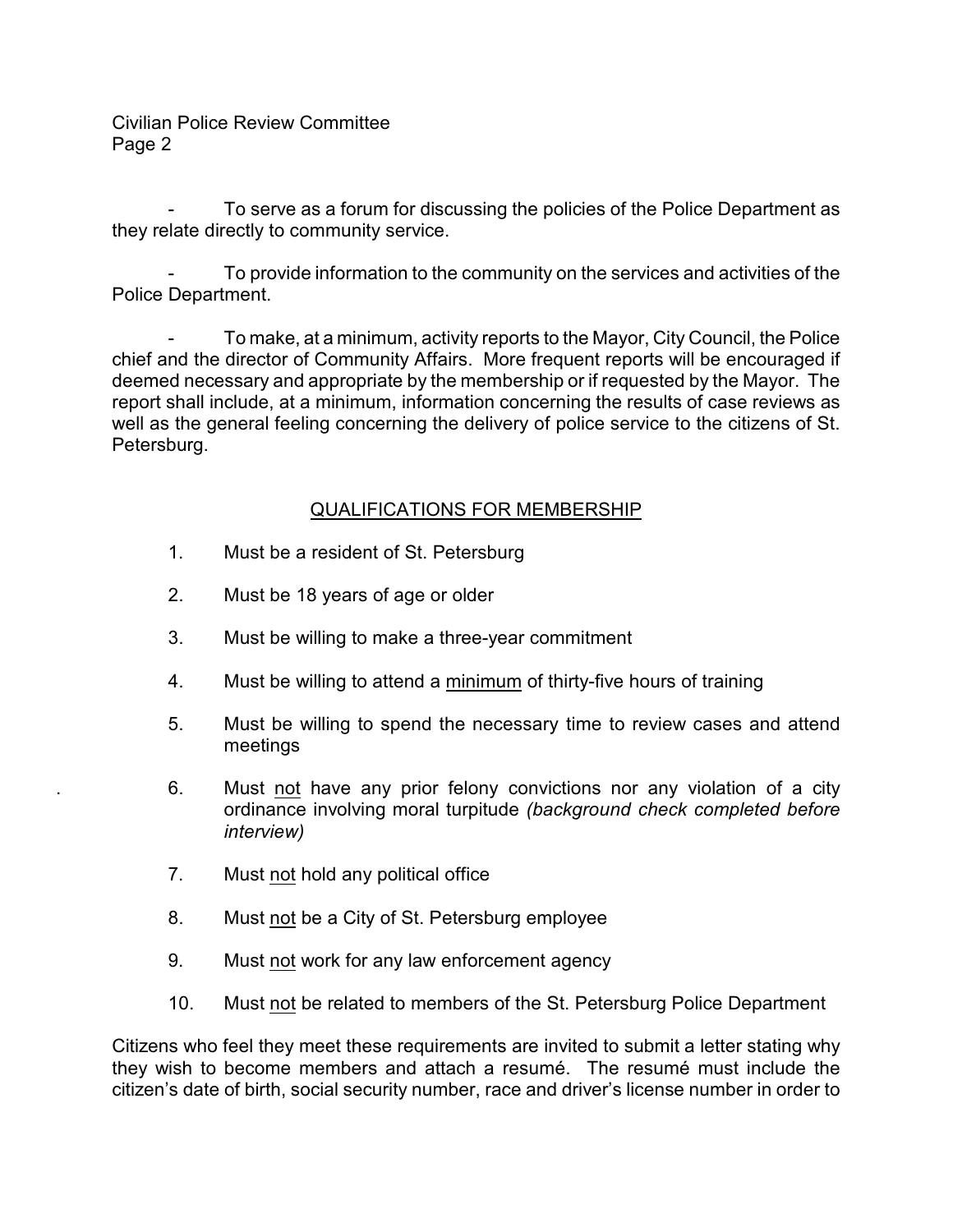- To serve as a forum for discussing the policies of the Police Department as they relate directly to community service.

- To provide information to the community on the services and activities of the Police Department.

- To make, at a minimum, activity reports to the Mayor, City Council, the Police chief and the director of Community Affairs. More frequent reports will be encouraged if deemed necessary and appropriate by the membership or if requested by the Mayor. The report shall include, at a minimum, information concerning the results of case reviews as well as the general feeling concerning the delivery of police service to the citizens of St. Petersburg.

## QUALIFICATIONS FOR MEMBERSHIP

1. Must be a resident of St. Petersburg
2. Must be 18 years of age or older
3. Must be willing to make a three-year commitment
4. Must be willing to attend a <u>minimum</u> of thirty-five hours of training
5. Must be willing to spend the necessary time to review cases and attend meetings
6. Must <u>not</u> have any prior felony convictions nor any violation of a city ordinance involving moral turpitude *(background check completed before interview)*
7. Must <u>not</u> hold any political office
8. Must <u>not</u> be a City of St. Petersburg employee
9. Must <u>not</u> work for any law enforcement agency
10. Must <u>not</u> be related to members of the St. Petersburg Police Department

Citizens who feel they meet these requirements are invited to submit a letter stating why they wish to become members and attach a resumé. The resumé must include the citizen's date of birth, social security number, race and driver's license number in order to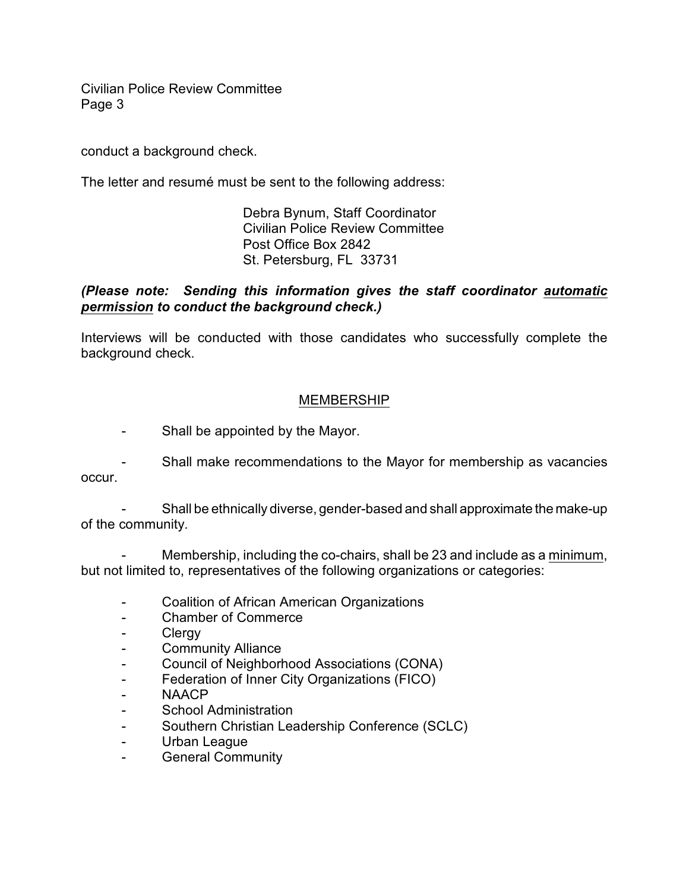conduct a background check.

The letter and resumé must be sent to the following address:

> Debra Bynum, Staff Coordinator
> Civilian Police Review Committee
> Post Office Box 2842
> St. Petersburg, FL 33731

***(Please note: Sending this information gives the staff coordinator automatic permission to conduct the background check.)***

Interviews will be conducted with those candidates who successfully complete the background check.

## MEMBERSHIP

- Shall be appointed by the Mayor.
- Shall make recommendations to the Mayor for membership as vacancies occur.
- Shall be ethnically diverse, gender-based and shall approximate the make-up of the community.
- Membership, including the co-chairs, shall be 23 and include as a minimum, but not limited to, representatives of the following organizations or categories:
  - Coalition of African American Organizations
  - Chamber of Commerce
  - Clergy
  - Community Alliance
  - Council of Neighborhood Associations (CONA)
  - Federation of Inner City Organizations (FICO)
  - NAACP
  - School Administration
  - Southern Christian Leadership Conference (SCLC)
  - Urban League
  - General Community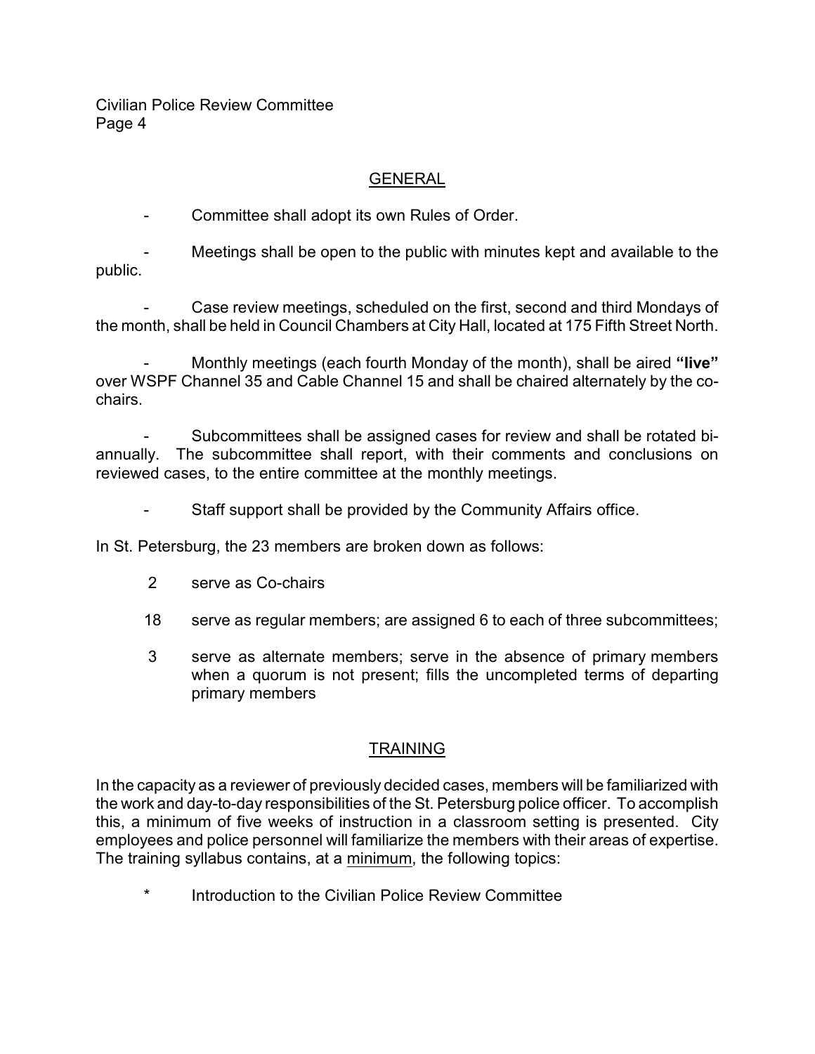## GENERAL

- Committee shall adopt its own Rules of Order.

- Meetings shall be open to the public with minutes kept and available to the public.

- Case review meetings, scheduled on the first, second and third Mondays of the month, shall be held in Council Chambers at City Hall, located at 175 Fifth Street North.

- Monthly meetings (each fourth Monday of the month), shall be aired **"live"** over WSPF Channel 35 and Cable Channel 15 and shall be chaired alternately by the co-chairs.

- Subcommittees shall be assigned cases for review and shall be rotated bi-annually. The subcommittee shall report, with their comments and conclusions on reviewed cases, to the entire committee at the monthly meetings.

- Staff support shall be provided by the Community Affairs office.

In St. Petersburg, the 23 members are broken down as follows:

2 serve as Co-chairs

18 serve as regular members; are assigned 6 to each of three subcommittees;

3 serve as alternate members; serve in the absence of primary members when a quorum is not present; fills the uncompleted terms of departing primary members

## TRAINING

In the capacity as a reviewer of previously decided cases, members will be familiarized with the work and day-to-day responsibilities of the St. Petersburg police officer. To accomplish this, a minimum of five weeks of instruction in a classroom setting is presented. City employees and police personnel will familiarize the members with their areas of expertise. The training syllabus contains, at a <u>minimum</u>, the following topics:

* Introduction to the Civilian Police Review Committee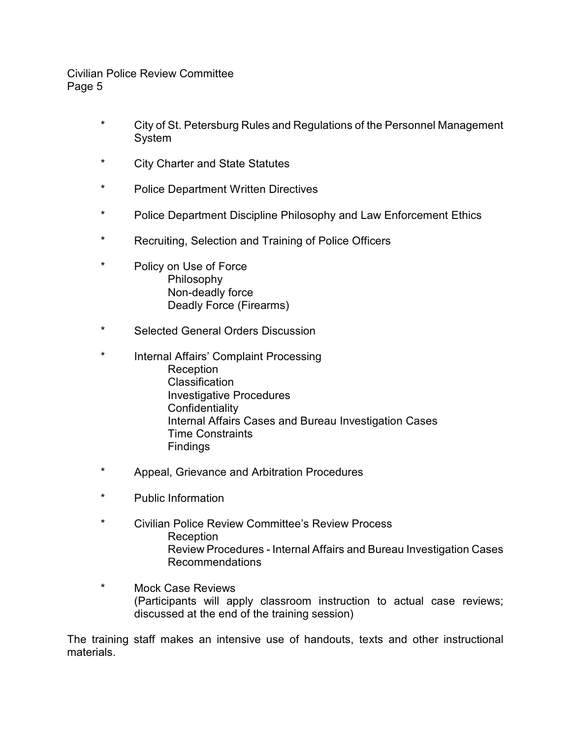* City of St. Petersburg Rules and Regulations of the Personnel Management System

* City Charter and State Statutes

* Police Department Written Directives

* Police Department Discipline Philosophy and Law Enforcement Ethics

* Recruiting, Selection and Training of Police Officers

* Policy on Use of Force
    - Philosophy
    - Non-deadly force
    - Deadly Force (Firearms)

* Selected General Orders Discussion

* Internal Affairs' Complaint Processing
    - Reception
    - Classification
    - Investigative Procedures
    - Confidentiality
    - Internal Affairs Cases and Bureau Investigation Cases
    - Time Constraints
    - Findings

* Appeal, Grievance and Arbitration Procedures

* Public Information

* Civilian Police Review Committee's Review Process
    - Reception
    - Review Procedures - Internal Affairs and Bureau Investigation Cases
    - Recommendations

* Mock Case Reviews
  (Participants will apply classroom instruction to actual case reviews; discussed at the end of the training session)

The training staff makes an intensive use of handouts, texts and other instructional materials.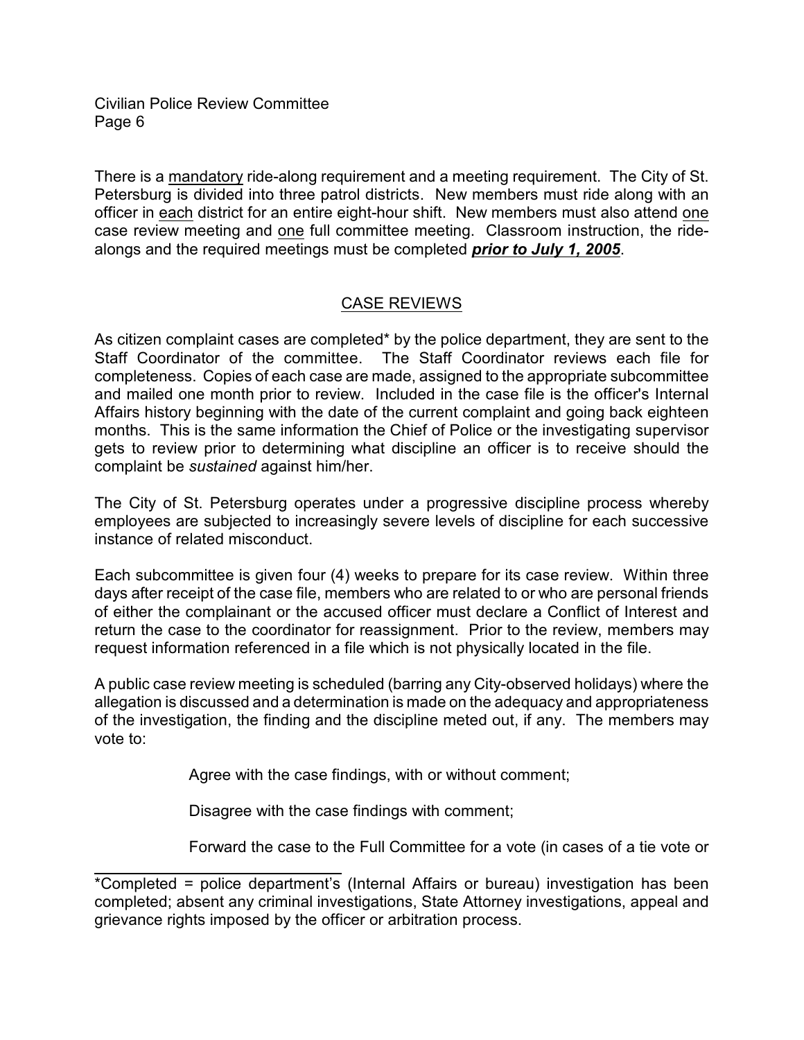There is a mandatory ride-along requirement and a meeting requirement. The City of St. Petersburg is divided into three patrol districts. New members must ride along with an officer in each district for an entire eight-hour shift. New members must also attend one case review meeting and one full committee meeting. Classroom instruction, the ride-alongs and the required meetings must be completed ***prior to July 1, 2005***.

## CASE REVIEWS

As citizen complaint cases are completed* by the police department, they are sent to the Staff Coordinator of the committee. The Staff Coordinator reviews each file for completeness. Copies of each case are made, assigned to the appropriate subcommittee and mailed one month prior to review. Included in the case file is the officer's Internal Affairs history beginning with the date of the current complaint and going back eighteen months. This is the same information the Chief of Police or the investigating supervisor gets to review prior to determining what discipline an officer is to receive should the complaint be *sustained* against him/her.

The City of St. Petersburg operates under a progressive discipline process whereby employees are subjected to increasingly severe levels of discipline for each successive instance of related misconduct.

Each subcommittee is given four (4) weeks to prepare for its case review. Within three days after receipt of the case file, members who are related to or who are personal friends of either the complainant or the accused officer must declare a Conflict of Interest and return the case to the coordinator for reassignment. Prior to the review, members may request information referenced in a file which is not physically located in the file.

A public case review meeting is scheduled (barring any City-observed holidays) where the allegation is discussed and a determination is made on the adequacy and appropriateness of the investigation, the finding and the discipline meted out, if any. The members may vote to:

Agree with the case findings, with or without comment;

Disagree with the case findings with comment;

Forward the case to the Full Committee for a vote (in cases of a tie vote or

---

*Completed = police department's (Internal Affairs or bureau) investigation has been completed; absent any criminal investigations, State Attorney investigations, appeal and grievance rights imposed by the officer or arbitration process.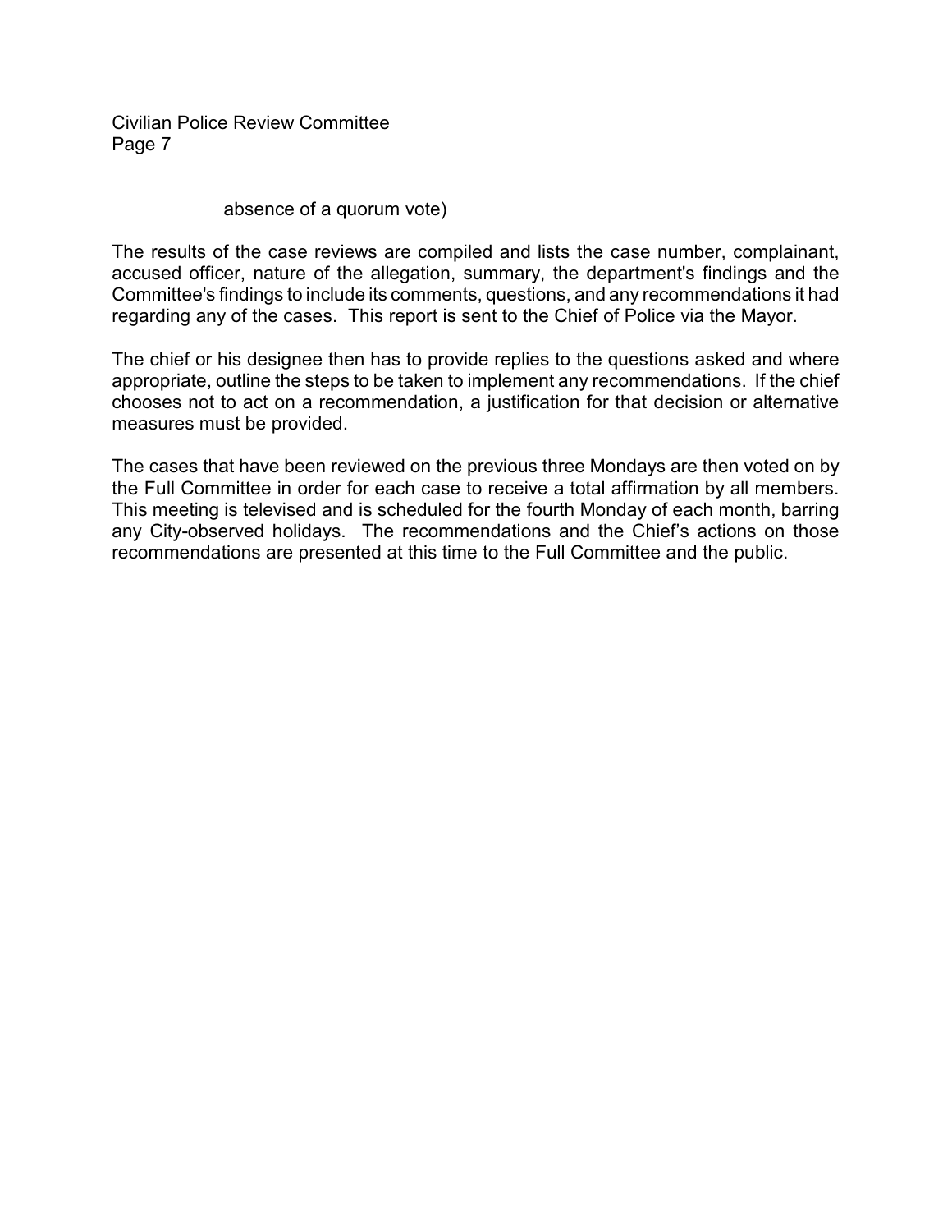absence of a quorum vote)

The results of the case reviews are compiled and lists the case number, complainant, accused officer, nature of the allegation, summary, the department's findings and the Committee's findings to include its comments, questions, and any recommendations it had regarding any of the cases. This report is sent to the Chief of Police via the Mayor.

The chief or his designee then has to provide replies to the questions asked and where appropriate, outline the steps to be taken to implement any recommendations. If the chief chooses not to act on a recommendation, a justification for that decision or alternative measures must be provided.

The cases that have been reviewed on the previous three Mondays are then voted on by the Full Committee in order for each case to receive a total affirmation by all members. This meeting is televised and is scheduled for the fourth Monday of each month, barring any City-observed holidays. The recommendations and the Chief's actions on those recommendations are presented at this time to the Full Committee and the public.